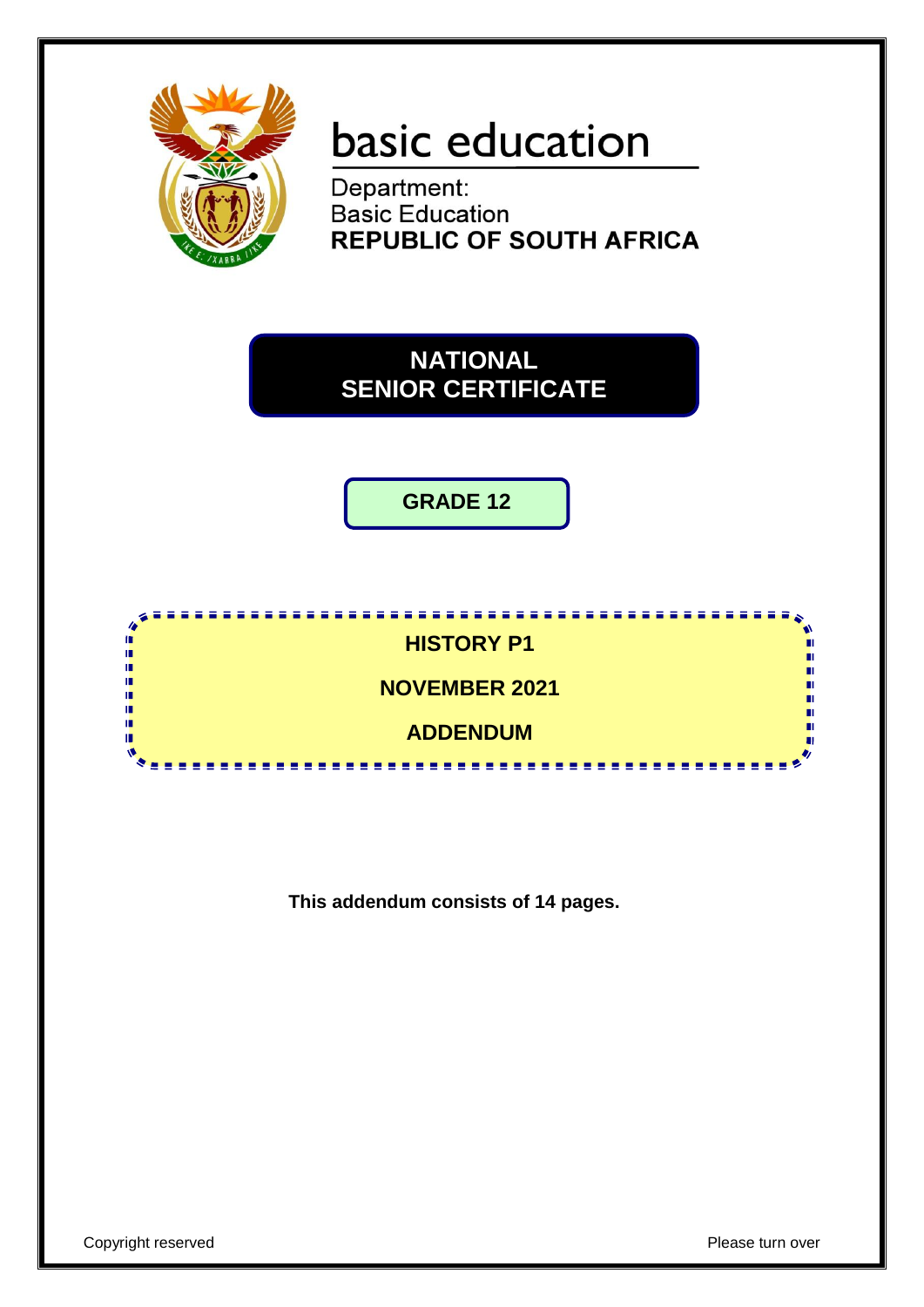basic education

Department:
Basic Education
**REPUBLIC OF SOUTH AFRICA**

# NATIONAL SENIOR CERTIFICATE

## GRADE 12

## HISTORY P1

## NOVEMBER 2021

## ADDENDUM

**This addendum consists of 14 pages.**

Copyright reserved

Please turn over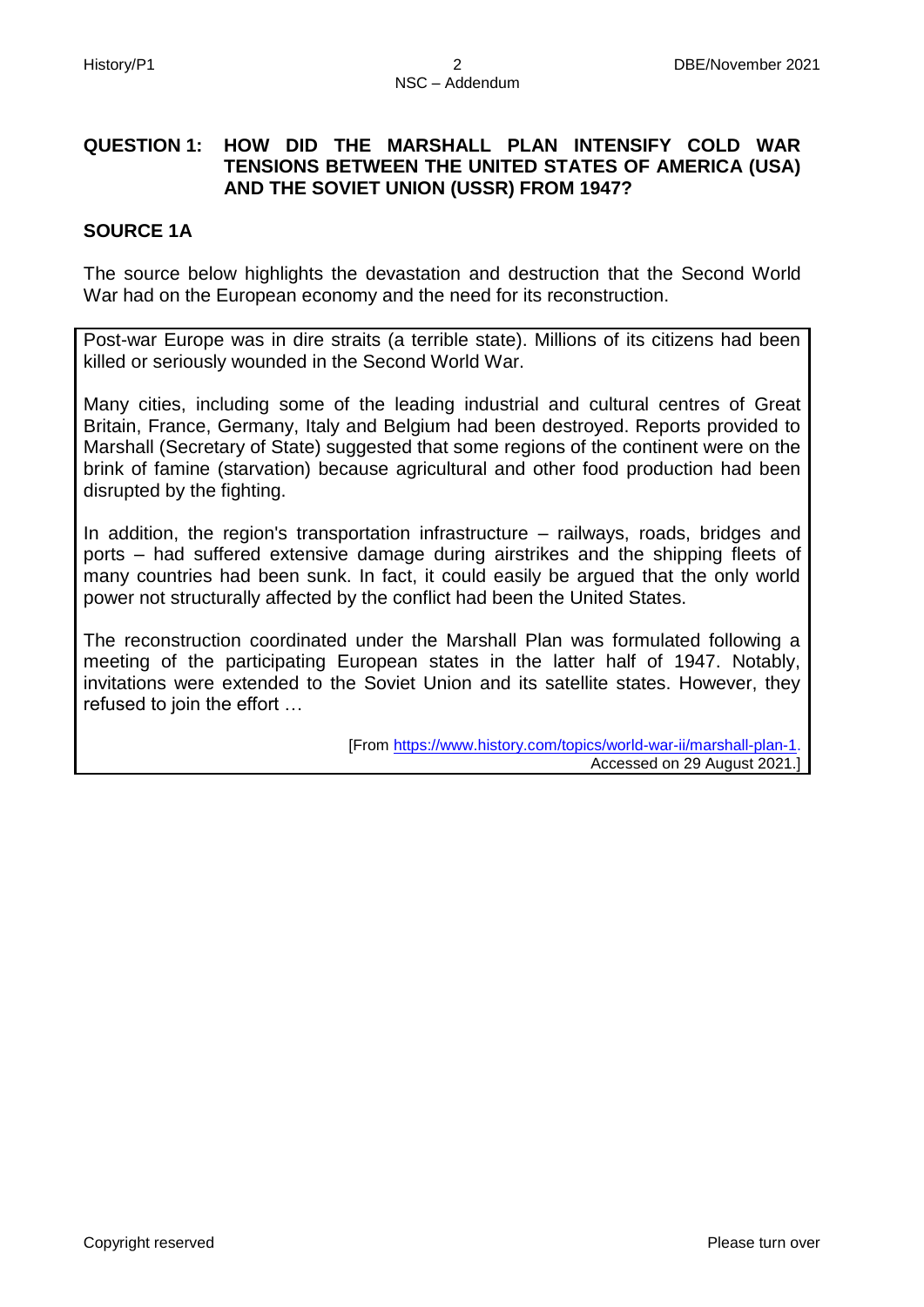## QUESTION 1: HOW DID THE MARSHALL PLAN INTENSIFY COLD WAR TENSIONS BETWEEN THE UNITED STATES OF AMERICA (USA) AND THE SOVIET UNION (USSR) FROM 1947?

### SOURCE 1A

The source below highlights the devastation and destruction that the Second World War had on the European economy and the need for its reconstruction.

> Post-war Europe was in dire straits (a terrible state). Millions of its citizens had been killed or seriously wounded in the Second World War.
>
> Many cities, including some of the leading industrial and cultural centres of Great Britain, France, Germany, Italy and Belgium had been destroyed. Reports provided to Marshall (Secretary of State) suggested that some regions of the continent were on the brink of famine (starvation) because agricultural and other food production had been disrupted by the fighting.
>
> In addition, the region's transportation infrastructure – railways, roads, bridges and ports – had suffered extensive damage during airstrikes and the shipping fleets of many countries had been sunk. In fact, it could easily be argued that the only world power not structurally affected by the conflict had been the United States.
>
> The reconstruction coordinated under the Marshall Plan was formulated following a meeting of the participating European states in the latter half of 1947. Notably, invitations were extended to the Soviet Union and its satellite states. However, they refused to join the effort …
>
> [From https://www.history.com/topics/world-war-ii/marshall-plan-1. Accessed on 29 August 2021.]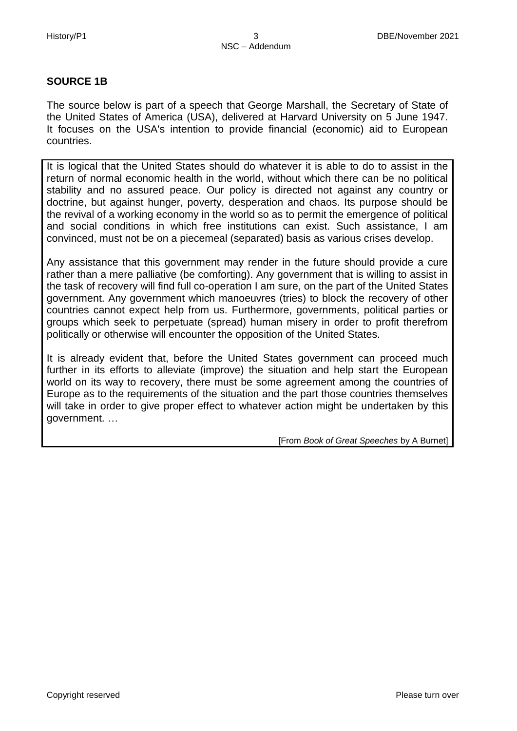## SOURCE 1B

The source below is part of a speech that George Marshall, the Secretary of State of the United States of America (USA), delivered at Harvard University on 5 June 1947. It focuses on the USA's intention to provide financial (economic) aid to European countries.

It is logical that the United States should do whatever it is able to do to assist in the return of normal economic health in the world, without which there can be no political stability and no assured peace. Our policy is directed not against any country or doctrine, but against hunger, poverty, desperation and chaos. Its purpose should be the revival of a working economy in the world so as to permit the emergence of political and social conditions in which free institutions can exist. Such assistance, I am convinced, must not be on a piecemeal (separated) basis as various crises develop.

Any assistance that this government may render in the future should provide a cure rather than a mere palliative (be comforting). Any government that is willing to assist in the task of recovery will find full co-operation I am sure, on the part of the United States government. Any government which manoeuvres (tries) to block the recovery of other countries cannot expect help from us. Furthermore, governments, political parties or groups which seek to perpetuate (spread) human misery in order to profit therefrom politically or otherwise will encounter the opposition of the United States.

It is already evident that, before the United States government can proceed much further in its efforts to alleviate (improve) the situation and help start the European world on its way to recovery, there must be some agreement among the countries of Europe as to the requirements of the situation and the part those countries themselves will take in order to give proper effect to whatever action might be undertaken by this government. …

[From *Book of Great Speeches* by A Burnet]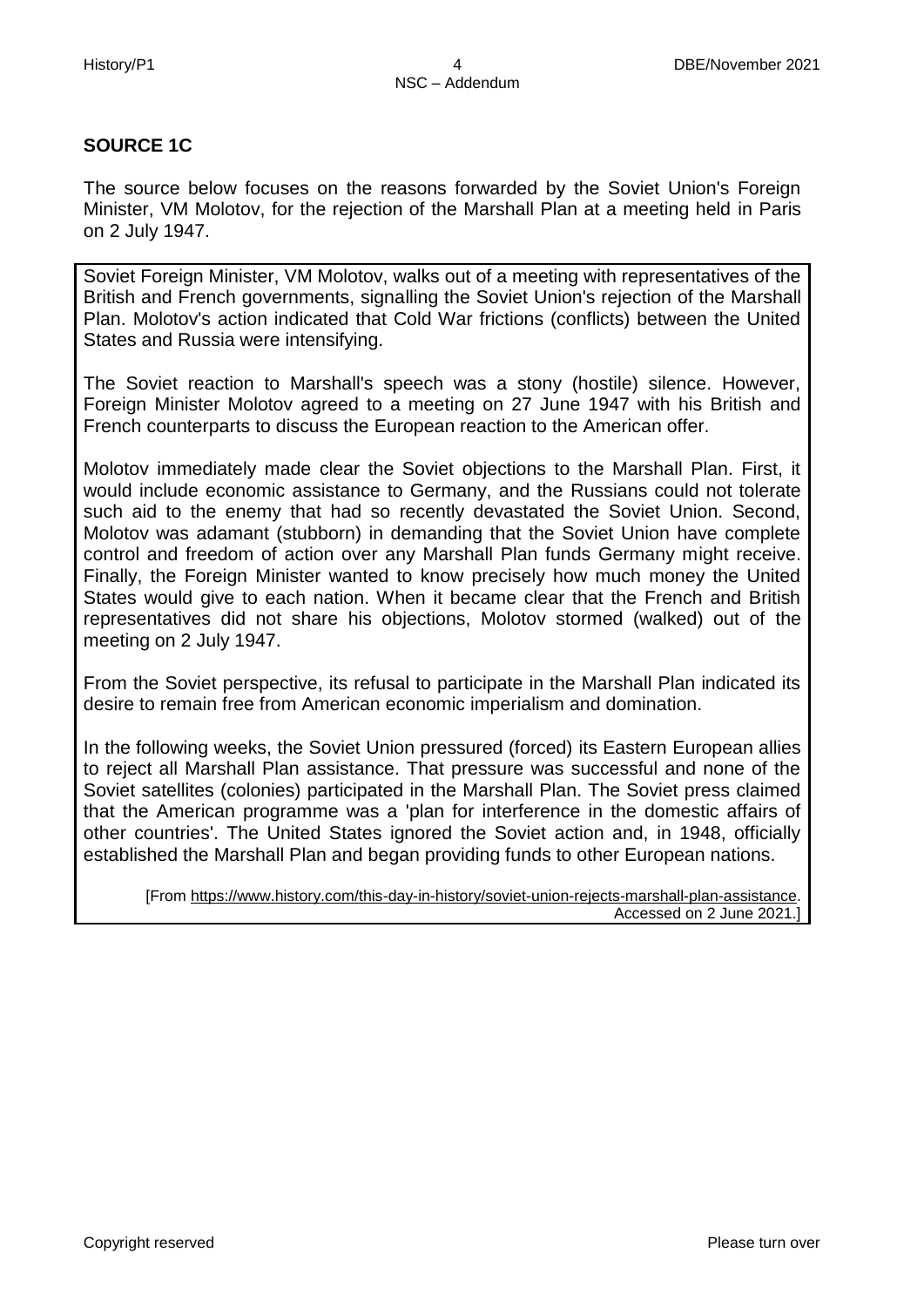## SOURCE 1C

The source below focuses on the reasons forwarded by the Soviet Union's Foreign Minister, VM Molotov, for the rejection of the Marshall Plan at a meeting held in Paris on 2 July 1947.

Soviet Foreign Minister, VM Molotov, walks out of a meeting with representatives of the British and French governments, signalling the Soviet Union's rejection of the Marshall Plan. Molotov's action indicated that Cold War frictions (conflicts) between the United States and Russia were intensifying.

The Soviet reaction to Marshall's speech was a stony (hostile) silence. However, Foreign Minister Molotov agreed to a meeting on 27 June 1947 with his British and French counterparts to discuss the European reaction to the American offer.

Molotov immediately made clear the Soviet objections to the Marshall Plan. First, it would include economic assistance to Germany, and the Russians could not tolerate such aid to the enemy that had so recently devastated the Soviet Union. Second, Molotov was adamant (stubborn) in demanding that the Soviet Union have complete control and freedom of action over any Marshall Plan funds Germany might receive. Finally, the Foreign Minister wanted to know precisely how much money the United States would give to each nation. When it became clear that the French and British representatives did not share his objections, Molotov stormed (walked) out of the meeting on 2 July 1947.

From the Soviet perspective, its refusal to participate in the Marshall Plan indicated its desire to remain free from American economic imperialism and domination.

In the following weeks, the Soviet Union pressured (forced) its Eastern European allies to reject all Marshall Plan assistance. That pressure was successful and none of the Soviet satellites (colonies) participated in the Marshall Plan. The Soviet press claimed that the American programme was a 'plan for interference in the domestic affairs of other countries'. The United States ignored the Soviet action and, in 1948, officially established the Marshall Plan and began providing funds to other European nations.

[From https://www.history.com/this-day-in-history/soviet-union-rejects-marshall-plan-assistance. Accessed on 2 June 2021.]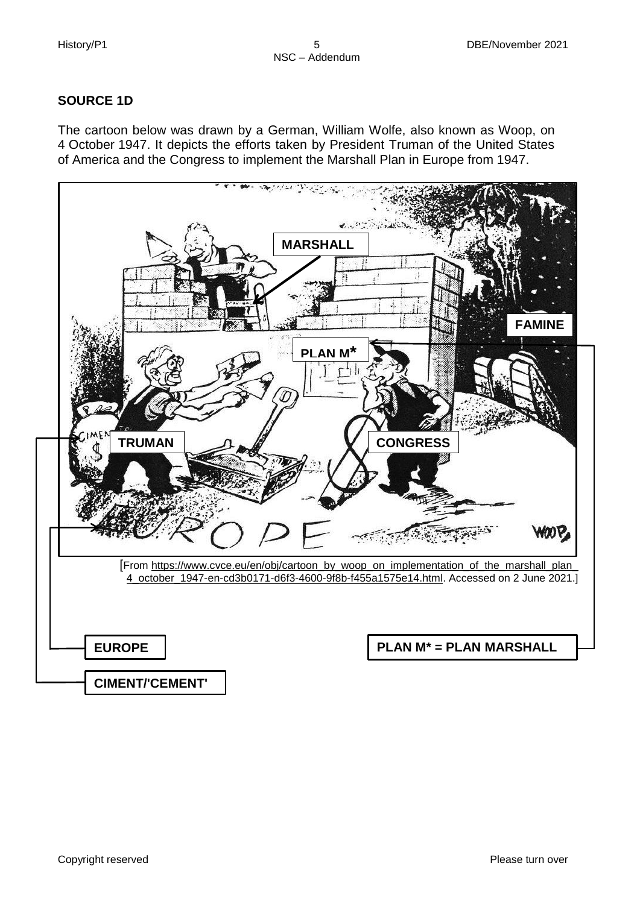## SOURCE 1D

The cartoon below was drawn by a German, William Wolfe, also known as Woop, on 4 October 1947. It depicts the efforts taken by President Truman of the United States of America and the Congress to implement the Marshall Plan in Europe from 1947.

MARSHALL

FAMINE

PLAN M*

TRUMAN

CONGRESS

EUROPE

[From https://www.cvce.eu/en/obj/cartoon_by_woop_on_implementation_of_the_marshall_plan_4_october_1947-en-cd3b0171-d6f3-4600-9f8b-f455a1575e14.html. Accessed on 2 June 2021.]

**EUROPE**

**PLAN M* = PLAN MARSHALL**

**CIMENT/'CEMENT'**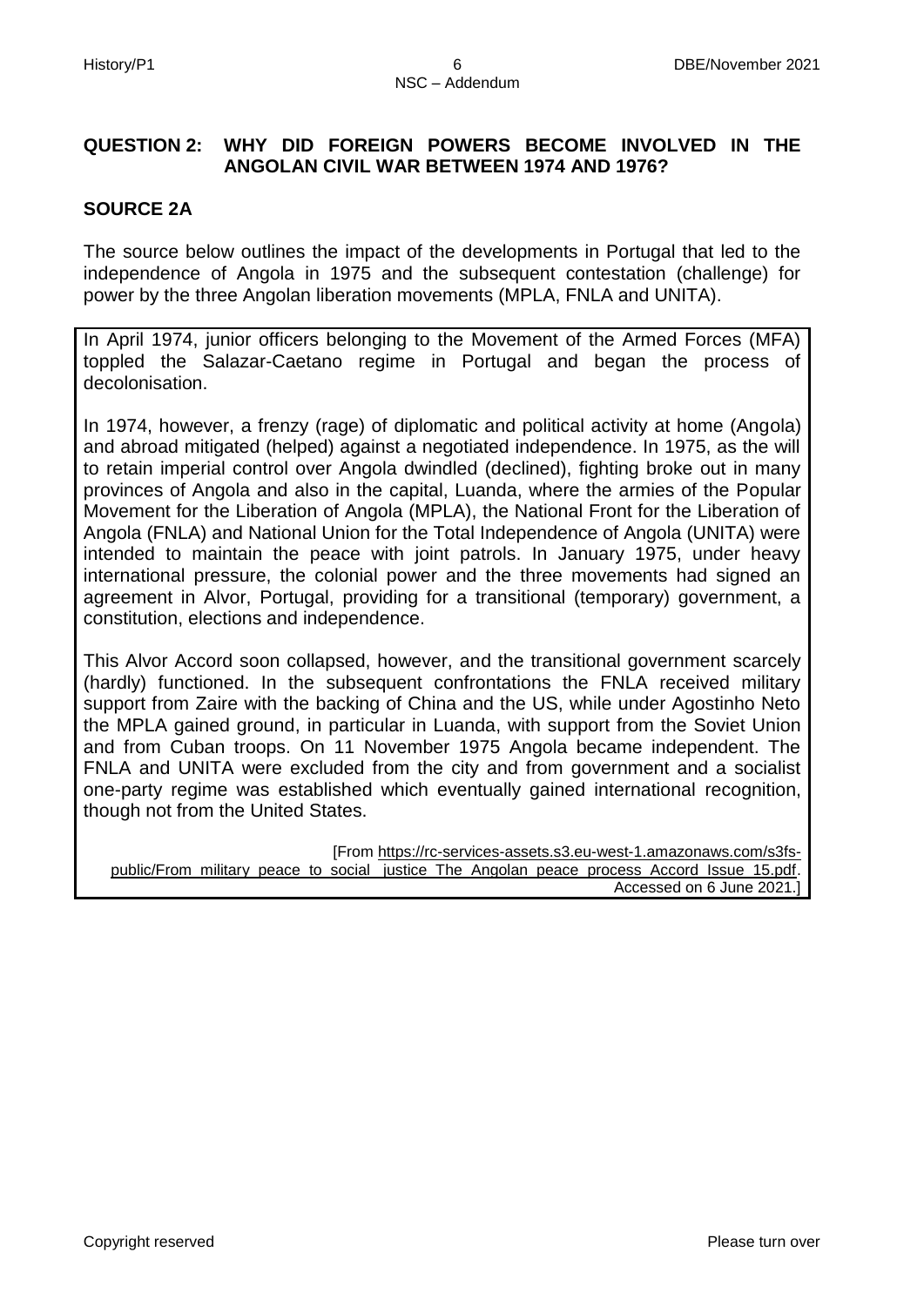## QUESTION 2: WHY DID FOREIGN POWERS BECOME INVOLVED IN THE ANGOLAN CIVIL WAR BETWEEN 1974 AND 1976?

### SOURCE 2A

The source below outlines the impact of the developments in Portugal that led to the independence of Angola in 1975 and the subsequent contestation (challenge) for power by the three Angolan liberation movements (MPLA, FNLA and UNITA).

> In April 1974, junior officers belonging to the Movement of the Armed Forces (MFA) toppled the Salazar-Caetano regime in Portugal and began the process of decolonisation.
>
> In 1974, however, a frenzy (rage) of diplomatic and political activity at home (Angola) and abroad mitigated (helped) against a negotiated independence. In 1975, as the will to retain imperial control over Angola dwindled (declined), fighting broke out in many provinces of Angola and also in the capital, Luanda, where the armies of the Popular Movement for the Liberation of Angola (MPLA), the National Front for the Liberation of Angola (FNLA) and National Union for the Total Independence of Angola (UNITA) were intended to maintain the peace with joint patrols. In January 1975, under heavy international pressure, the colonial power and the three movements had signed an agreement in Alvor, Portugal, providing for a transitional (temporary) government, a constitution, elections and independence.
>
> This Alvor Accord soon collapsed, however, and the transitional government scarcely (hardly) functioned. In the subsequent confrontations the FNLA received military support from Zaire with the backing of China and the US, while under Agostinho Neto the MPLA gained ground, in particular in Luanda, with support from the Soviet Union and from Cuban troops. On 11 November 1975 Angola became independent. The FNLA and UNITA were excluded from the city and from government and a socialist one-party regime was established which eventually gained international recognition, though not from the United States.
>
> [From https://rc-services-assets.s3.eu-west-1.amazonaws.com/s3fs-public/From_military_peace_to_social_justice_The_Angolan_peace_process_Accord_Issue_15.pdf. Accessed on 6 June 2021.]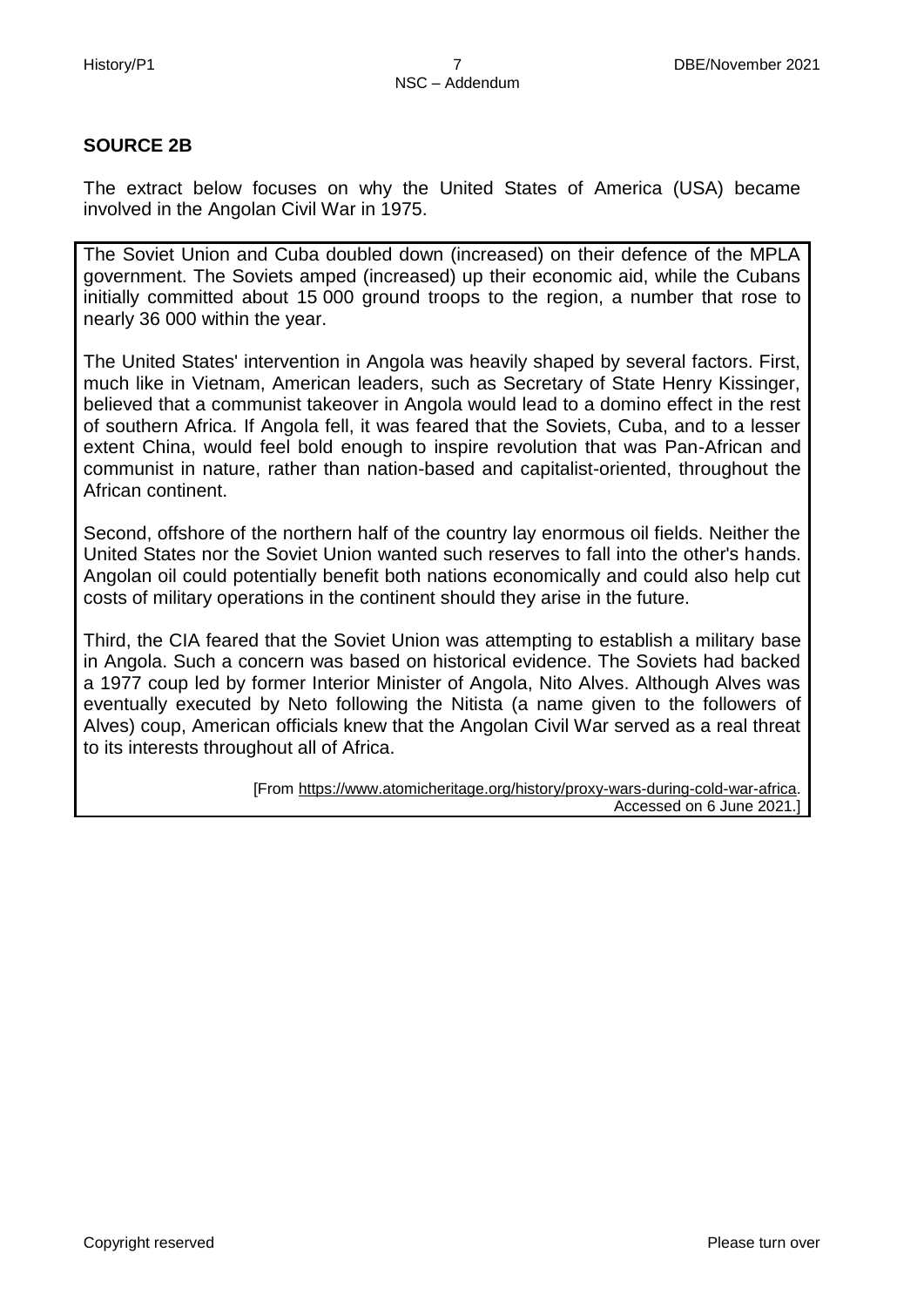## SOURCE 2B

The extract below focuses on why the United States of America (USA) became involved in the Angolan Civil War in 1975.

> The Soviet Union and Cuba doubled down (increased) on their defence of the MPLA government. The Soviets amped (increased) up their economic aid, while the Cubans initially committed about 15 000 ground troops to the region, a number that rose to nearly 36 000 within the year.
>
> The United States' intervention in Angola was heavily shaped by several factors. First, much like in Vietnam, American leaders, such as Secretary of State Henry Kissinger, believed that a communist takeover in Angola would lead to a domino effect in the rest of southern Africa. If Angola fell, it was feared that the Soviets, Cuba, and to a lesser extent China, would feel bold enough to inspire revolution that was Pan-African and communist in nature, rather than nation-based and capitalist-oriented, throughout the African continent.
>
> Second, offshore of the northern half of the country lay enormous oil fields. Neither the United States nor the Soviet Union wanted such reserves to fall into the other's hands. Angolan oil could potentially benefit both nations economically and could also help cut costs of military operations in the continent should they arise in the future.
>
> Third, the CIA feared that the Soviet Union was attempting to establish a military base in Angola. Such a concern was based on historical evidence. The Soviets had backed a 1977 coup led by former Interior Minister of Angola, Nito Alves. Although Alves was eventually executed by Neto following the Nitista (a name given to the followers of Alves) coup, American officials knew that the Angolan Civil War served as a real threat to its interests throughout all of Africa.
>
> [From https://www.atomicheritage.org/history/proxy-wars-during-cold-war-africa. Accessed on 6 June 2021.]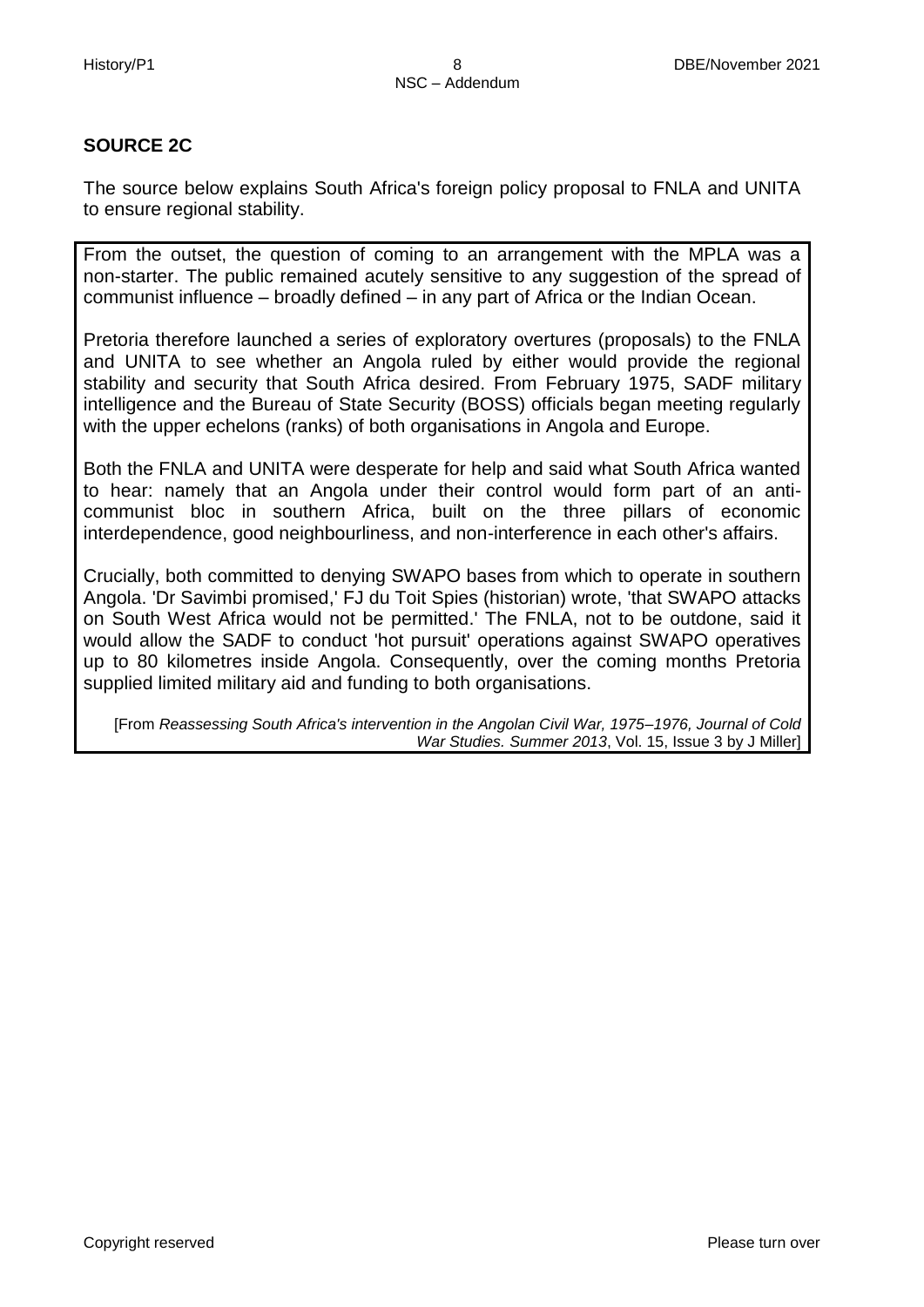## SOURCE 2C

The source below explains South Africa's foreign policy proposal to FNLA and UNITA to ensure regional stability.

From the outset, the question of coming to an arrangement with the MPLA was a non-starter. The public remained acutely sensitive to any suggestion of the spread of communist influence – broadly defined – in any part of Africa or the Indian Ocean.

Pretoria therefore launched a series of exploratory overtures (proposals) to the FNLA and UNITA to see whether an Angola ruled by either would provide the regional stability and security that South Africa desired. From February 1975, SADF military intelligence and the Bureau of State Security (BOSS) officials began meeting regularly with the upper echelons (ranks) of both organisations in Angola and Europe.

Both the FNLA and UNITA were desperate for help and said what South Africa wanted to hear: namely that an Angola under their control would form part of an anti-communist bloc in southern Africa, built on the three pillars of economic interdependence, good neighbourliness, and non-interference in each other's affairs.

Crucially, both committed to denying SWAPO bases from which to operate in southern Angola. 'Dr Savimbi promised,' FJ du Toit Spies (historian) wrote, 'that SWAPO attacks on South West Africa would not be permitted.' The FNLA, not to be outdone, said it would allow the SADF to conduct 'hot pursuit' operations against SWAPO operatives up to 80 kilometres inside Angola. Consequently, over the coming months Pretoria supplied limited military aid and funding to both organisations.

[From *Reassessing South Africa's intervention in the Angolan Civil War, 1975–1976, Journal of Cold War Studies. Summer 2013*, Vol. 15, Issue 3 by J Miller]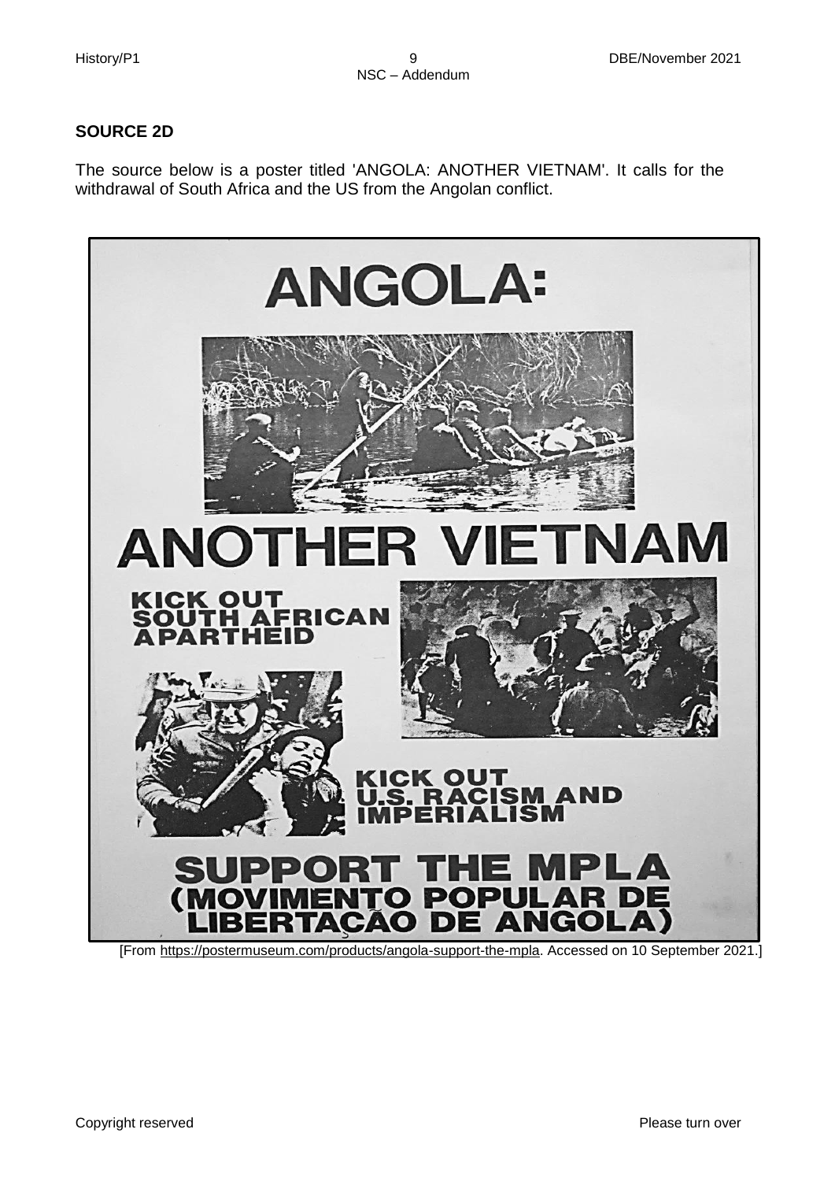**SOURCE 2D**

The source below is a poster titled 'ANGOLA: ANOTHER VIETNAM'. It calls for the withdrawal of South Africa and the US from the Angolan conflict.

ANGOLA:

ANOTHER VIETNAM

KICK OUT SOUTH AFRICAN APARTHEID

KICK OUT U.S. RACISM AND IMPERIALISM

SUPPORT THE MPLA (MOVIMENTO POPULAR DE LIBERTAÇÃO DE ANGOLA)

[From https://postermuseum.com/products/angola-support-the-mpla. Accessed on 10 September 2021.]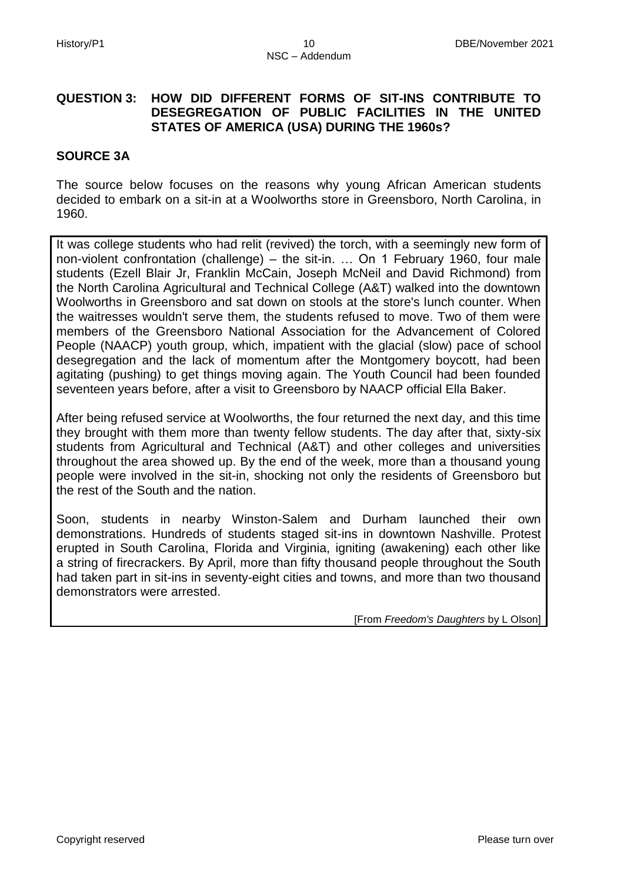## QUESTION 3: HOW DID DIFFERENT FORMS OF SIT-INS CONTRIBUTE TO DESEGREGATION OF PUBLIC FACILITIES IN THE UNITED STATES OF AMERICA (USA) DURING THE 1960s?

### SOURCE 3A

The source below focuses on the reasons why young African American students decided to embark on a sit-in at a Woolworths store in Greensboro, North Carolina, in 1960.

It was college students who had relit (revived) the torch, with a seemingly new form of non-violent confrontation (challenge) – the sit-in. … On 1 February 1960, four male students (Ezell Blair Jr, Franklin McCain, Joseph McNeil and David Richmond) from the North Carolina Agricultural and Technical College (A&T) walked into the downtown Woolworths in Greensboro and sat down on stools at the store's lunch counter. When the waitresses wouldn't serve them, the students refused to move. Two of them were members of the Greensboro National Association for the Advancement of Colored People (NAACP) youth group, which, impatient with the glacial (slow) pace of school desegregation and the lack of momentum after the Montgomery boycott, had been agitating (pushing) to get things moving again. The Youth Council had been founded seventeen years before, after a visit to Greensboro by NAACP official Ella Baker.

After being refused service at Woolworths, the four returned the next day, and this time they brought with them more than twenty fellow students. The day after that, sixty-six students from Agricultural and Technical (A&T) and other colleges and universities throughout the area showed up. By the end of the week, more than a thousand young people were involved in the sit-in, shocking not only the residents of Greensboro but the rest of the South and the nation.

Soon, students in nearby Winston-Salem and Durham launched their own demonstrations. Hundreds of students staged sit-ins in downtown Nashville. Protest erupted in South Carolina, Florida and Virginia, igniting (awakening) each other like a string of firecrackers. By April, more than fifty thousand people throughout the South had taken part in sit-ins in seventy-eight cities and towns, and more than two thousand demonstrators were arrested.

[From *Freedom's Daughters* by L Olson]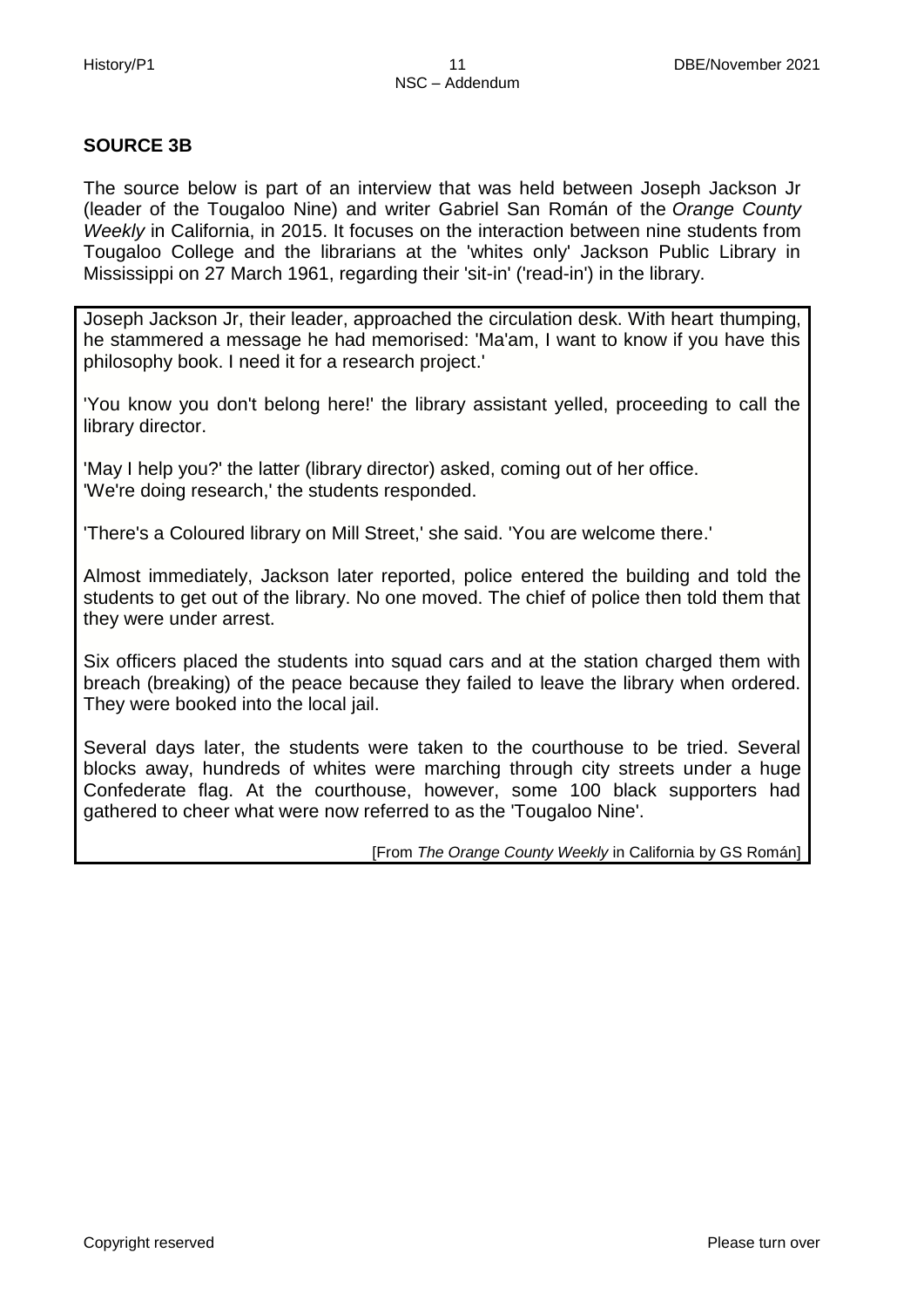## SOURCE 3B

The source below is part of an interview that was held between Joseph Jackson Jr (leader of the Tougaloo Nine) and writer Gabriel San Román of the *Orange County Weekly* in California, in 2015. It focuses on the interaction between nine students from Tougaloo College and the librarians at the 'whites only' Jackson Public Library in Mississippi on 27 March 1961, regarding their 'sit-in' ('read-in') in the library.

> Joseph Jackson Jr, their leader, approached the circulation desk. With heart thumping, he stammered a message he had memorised: 'Ma'am, I want to know if you have this philosophy book. I need it for a research project.'
>
> 'You know you don't belong here!' the library assistant yelled, proceeding to call the library director.
>
> 'May I help you?' the latter (library director) asked, coming out of her office.
> 'We're doing research,' the students responded.
>
> 'There's a Coloured library on Mill Street,' she said. 'You are welcome there.'
>
> Almost immediately, Jackson later reported, police entered the building and told the students to get out of the library. No one moved. The chief of police then told them that they were under arrest.
>
> Six officers placed the students into squad cars and at the station charged them with breach (breaking) of the peace because they failed to leave the library when ordered. They were booked into the local jail.
>
> Several days later, the students were taken to the courthouse to be tried. Several blocks away, hundreds of whites were marching through city streets under a huge Confederate flag. At the courthouse, however, some 100 black supporters had gathered to cheer what were now referred to as the 'Tougaloo Nine'.
>
> [From *The Orange County Weekly* in California by GS Román]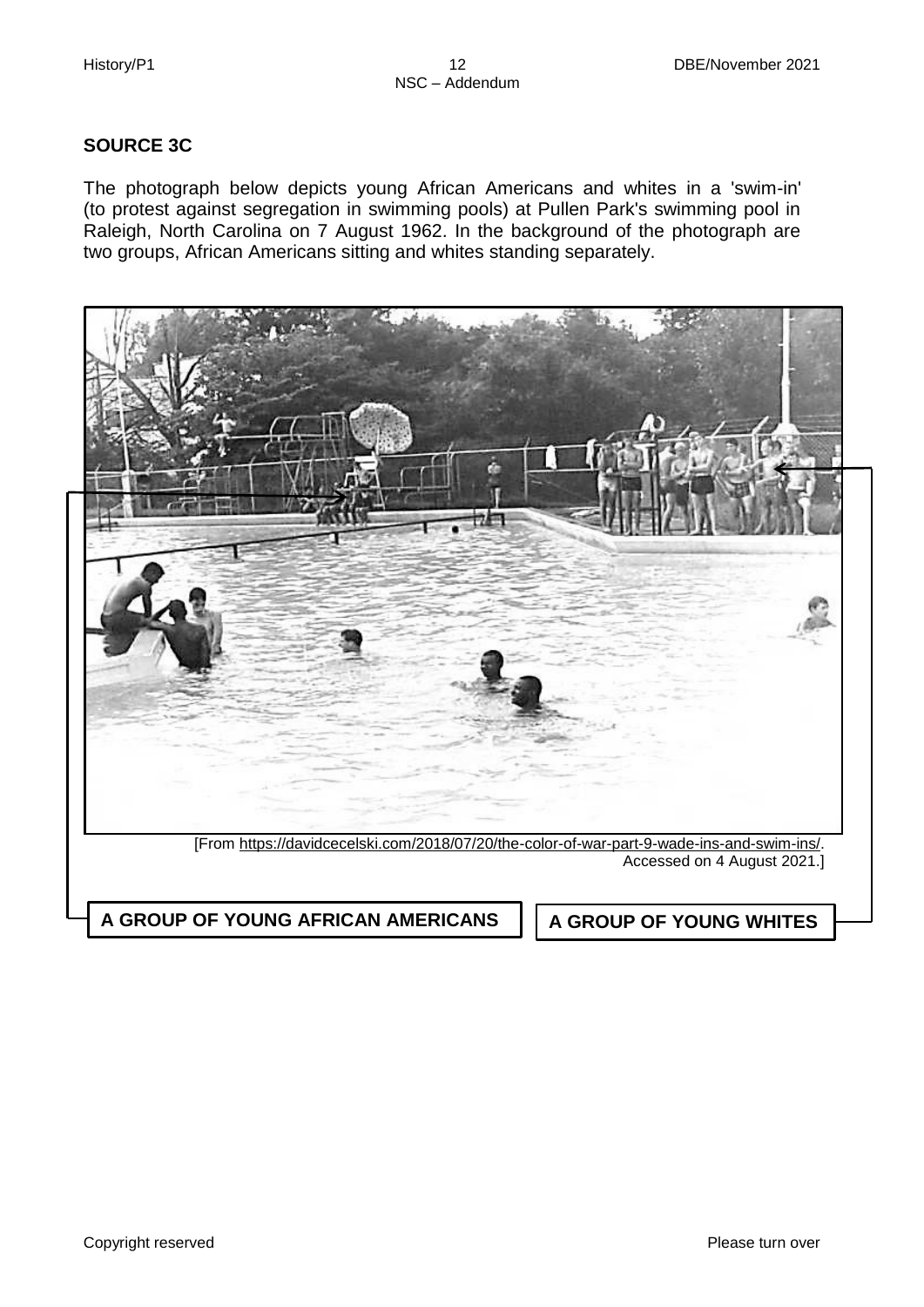## SOURCE 3C

The photograph below depicts young African Americans and whites in a 'swim-in' (to protest against segregation in swimming pools) at Pullen Park's swimming pool in Raleigh, North Carolina on 7 August 1962. In the background of the photograph are two groups, African Americans sitting and whites standing separately.

[From https://davidcecelski.com/2018/07/20/the-color-of-war-part-9-wade-ins-and-swim-ins/. Accessed on 4 August 2021.]

**A GROUP OF YOUNG AFRICAN AMERICANS**

**A GROUP OF YOUNG WHITES**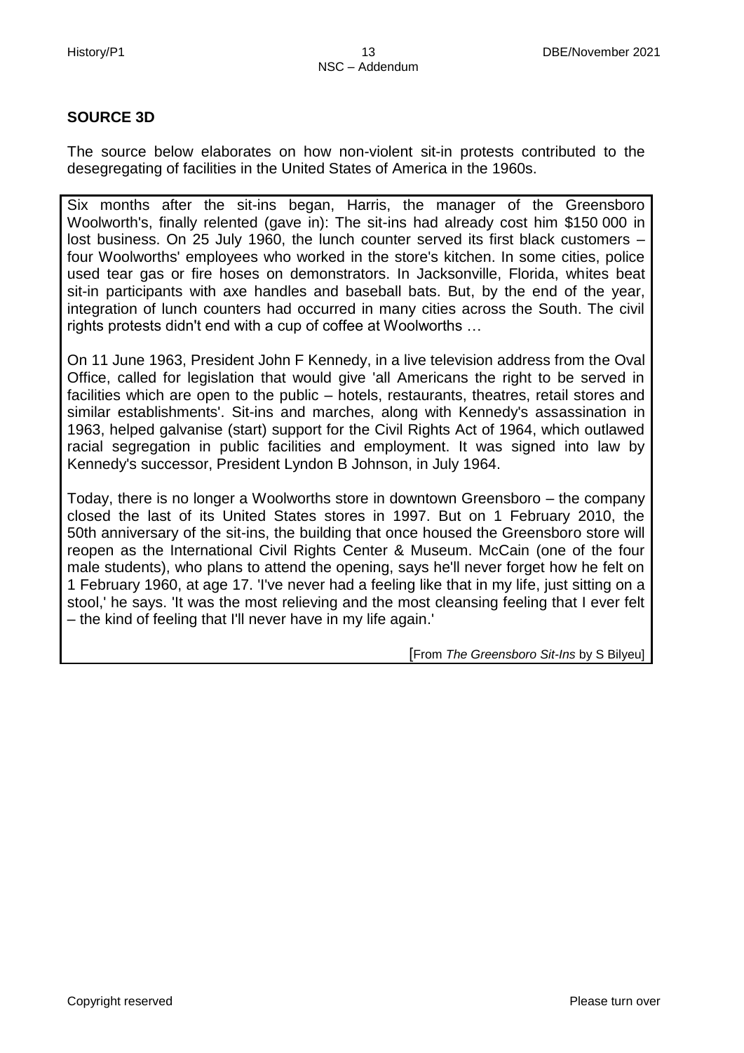## SOURCE 3D

The source below elaborates on how non-violent sit-in protests contributed to the desegregating of facilities in the United States of America in the 1960s.

Six months after the sit-ins began, Harris, the manager of the Greensboro Woolworth's, finally relented (gave in): The sit-ins had already cost him $150 000 in lost business. On 25 July 1960, the lunch counter served its first black customers – four Woolworths' employees who worked in the store's kitchen. In some cities, police used tear gas or fire hoses on demonstrators. In Jacksonville, Florida, whites beat sit-in participants with axe handles and baseball bats. But, by the end of the year, integration of lunch counters had occurred in many cities across the South. The civil rights protests didn't end with a cup of coffee at Woolworths …

On 11 June 1963, President John F Kennedy, in a live television address from the Oval Office, called for legislation that would give 'all Americans the right to be served in facilities which are open to the public – hotels, restaurants, theatres, retail stores and similar establishments'. Sit-ins and marches, along with Kennedy's assassination in 1963, helped galvanise (start) support for the Civil Rights Act of 1964, which outlawed racial segregation in public facilities and employment. It was signed into law by Kennedy's successor, President Lyndon B Johnson, in July 1964.

Today, there is no longer a Woolworths store in downtown Greensboro – the company closed the last of its United States stores in 1997. But on 1 February 2010, the 50th anniversary of the sit-ins, the building that once housed the Greensboro store will reopen as the International Civil Rights Center & Museum. McCain (one of the four male students), who plans to attend the opening, says he'll never forget how he felt on 1 February 1960, at age 17. 'I've never had a feeling like that in my life, just sitting on a stool,' he says. 'It was the most relieving and the most cleansing feeling that I ever felt – the kind of feeling that I'll never have in my life again.'

[From *The Greensboro Sit-Ins* by S Bilyeu]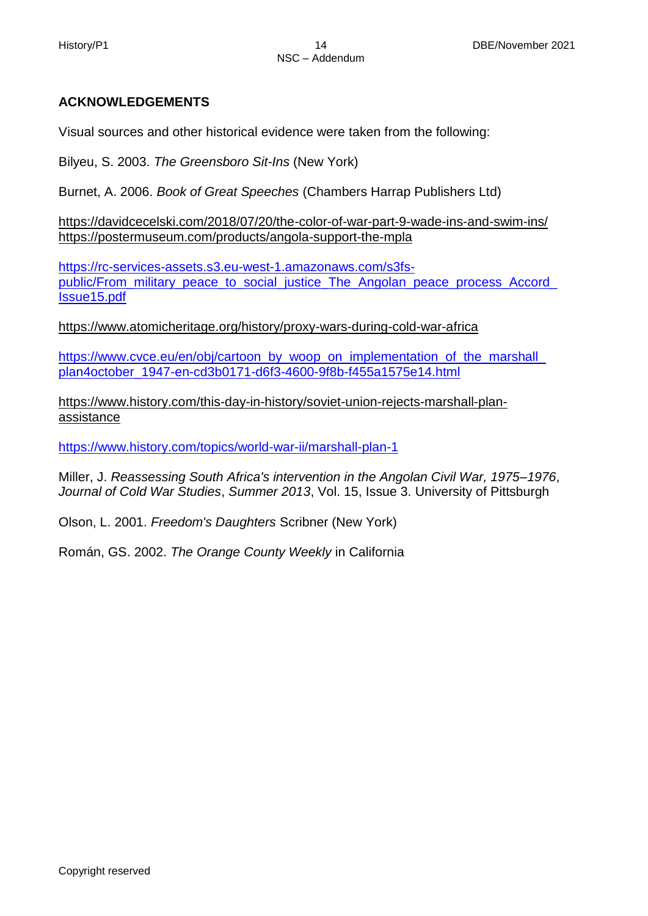## ACKNOWLEDGEMENTS

Visual sources and other historical evidence were taken from the following:

Bilyeu, S. 2003. *The Greensboro Sit-Ins* (New York)

Burnet, A. 2006. *Book of Great Speeches* (Chambers Harrap Publishers Ltd)

https://davidcecelski.com/2018/07/20/the-color-of-war-part-9-wade-ins-and-swim-ins/
https://postermuseum.com/products/angola-support-the-mpla

https://rc-services-assets.s3.eu-west-1.amazonaws.com/s3fs-public/From_military_peace_to_social_justice_The_Angolan_peace_process_Accord_Issue15.pdf

https://www.atomicheritage.org/history/proxy-wars-during-cold-war-africa

https://www.cvce.eu/en/obj/cartoon_by_woop_on_implementation_of_the_marshall_plan4october_1947-en-cd3b0171-d6f3-4600-9f8b-f455a1575e14.html

https://www.history.com/this-day-in-history/soviet-union-rejects-marshall-plan-assistance

https://www.history.com/topics/world-war-ii/marshall-plan-1

Miller, J. *Reassessing South Africa's intervention in the Angolan Civil War, 1975–1976*, *Journal of Cold War Studies*, *Summer 2013*, Vol. 15, Issue 3. University of Pittsburgh

Olson, L. 2001. *Freedom's Daughters* Scribner (New York)

Román, GS. 2002. *The Orange County Weekly* in California